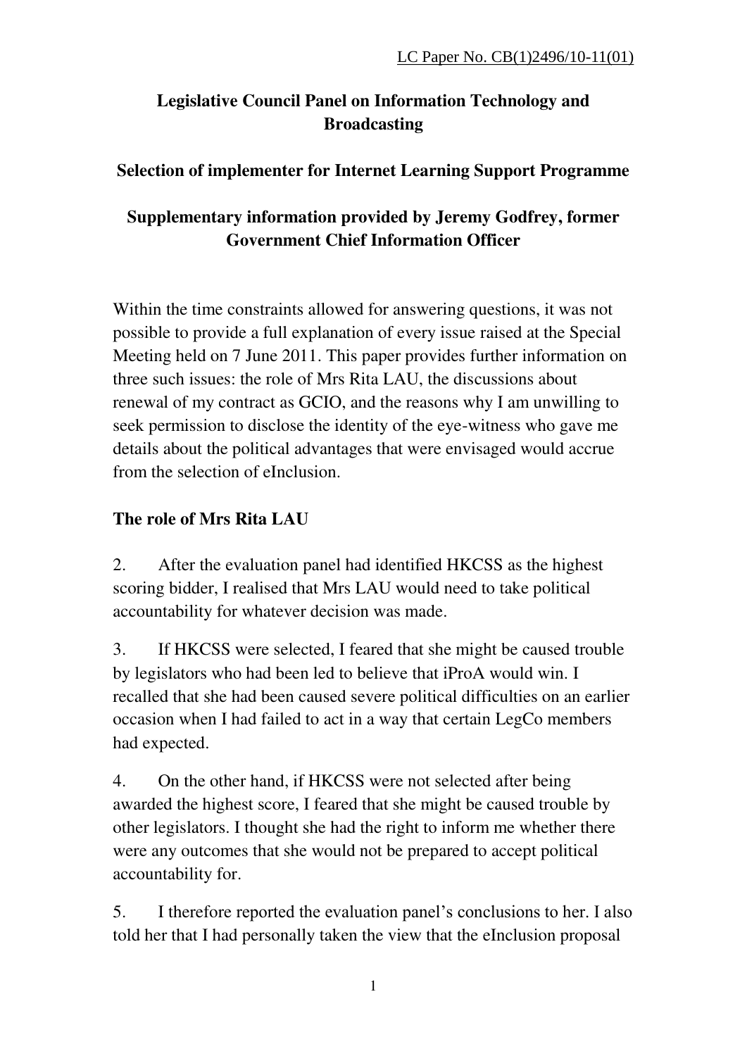LC Paper No. CB(1)2496/10-11(01)

# Legislative Council Panel on Information Technology and Broadcasting

## Selection of implementer for Internet Learning Support Programme

## Supplementary information provided by Jeremy Godfrey, former Government Chief Information Officer

Within the time constraints allowed for answering questions, it was not possible to provide a full explanation of every issue raised at the Special Meeting held on 7 June 2011. This paper provides further information on three such issues: the role of Mrs Rita LAU, the discussions about renewal of my contract as GCIO, and the reasons why I am unwilling to seek permission to disclose the identity of the eye-witness who gave me details about the political advantages that were envisaged would accrue from the selection of eInclusion.

### The role of Mrs Rita LAU

2. After the evaluation panel had identified HKCSS as the highest scoring bidder, I realised that Mrs LAU would need to take political accountability for whatever decision was made.

3. If HKCSS were selected, I feared that she might be caused trouble by legislators who had been led to believe that iProA would win. I recalled that she had been caused severe political difficulties on an earlier occasion when I had failed to act in a way that certain LegCo members had expected.

4. On the other hand, if HKCSS were not selected after being awarded the highest score, I feared that she might be caused trouble by other legislators. I thought she had the right to inform me whether there were any outcomes that she would not be prepared to accept political accountability for.

5. I therefore reported the evaluation panel's conclusions to her. I also told her that I had personally taken the view that the eInclusion proposal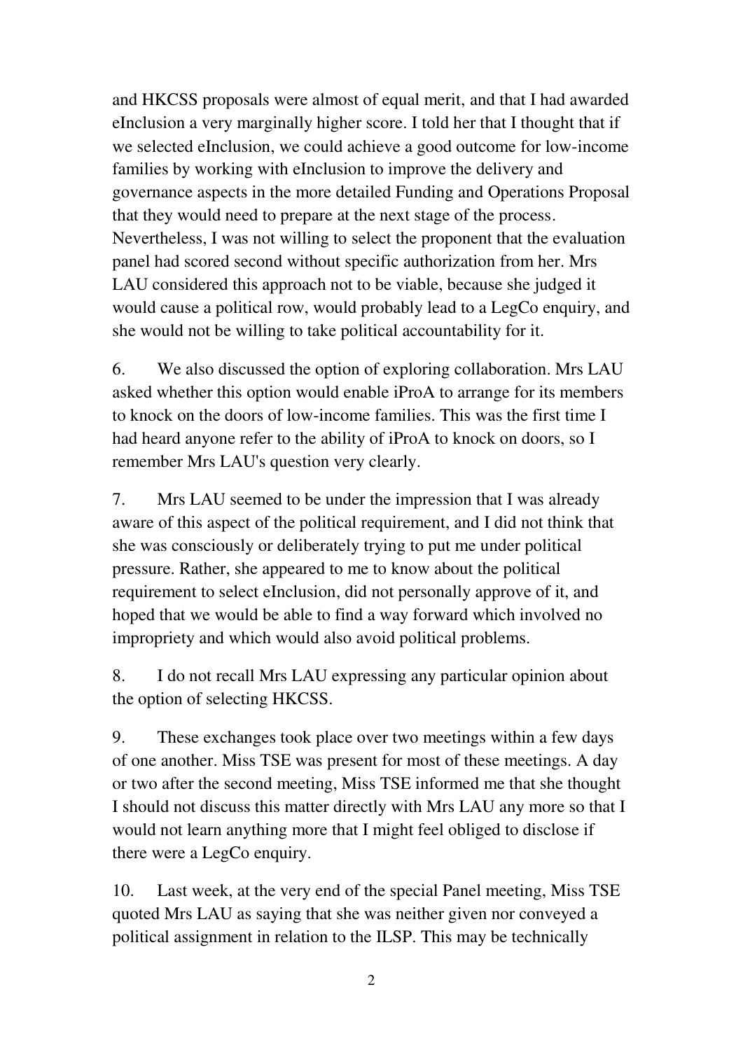and HKCSS proposals were almost of equal merit, and that I had awarded eInclusion a very marginally higher score. I told her that I thought that if we selected eInclusion, we could achieve a good outcome for low-income families by working with eInclusion to improve the delivery and governance aspects in the more detailed Funding and Operations Proposal that they would need to prepare at the next stage of the process. Nevertheless, I was not willing to select the proponent that the evaluation panel had scored second without specific authorization from her. Mrs LAU considered this approach not to be viable, because she judged it would cause a political row, would probably lead to a LegCo enquiry, and she would not be willing to take political accountability for it.

6. We also discussed the option of exploring collaboration. Mrs LAU asked whether this option would enable iProA to arrange for its members to knock on the doors of low-income families. This was the first time I had heard anyone refer to the ability of iProA to knock on doors, so I remember Mrs LAU's question very clearly.

7. Mrs LAU seemed to be under the impression that I was already aware of this aspect of the political requirement, and I did not think that she was consciously or deliberately trying to put me under political pressure. Rather, she appeared to me to know about the political requirement to select eInclusion, did not personally approve of it, and hoped that we would be able to find a way forward which involved no impropriety and which would also avoid political problems.

8. I do not recall Mrs LAU expressing any particular opinion about the option of selecting HKCSS.

9. These exchanges took place over two meetings within a few days of one another. Miss TSE was present for most of these meetings. A day or two after the second meeting, Miss TSE informed me that she thought I should not discuss this matter directly with Mrs LAU any more so that I would not learn anything more that I might feel obliged to disclose if there were a LegCo enquiry.

10. Last week, at the very end of the special Panel meeting, Miss TSE quoted Mrs LAU as saying that she was neither given nor conveyed a political assignment in relation to the ILSP. This may be technically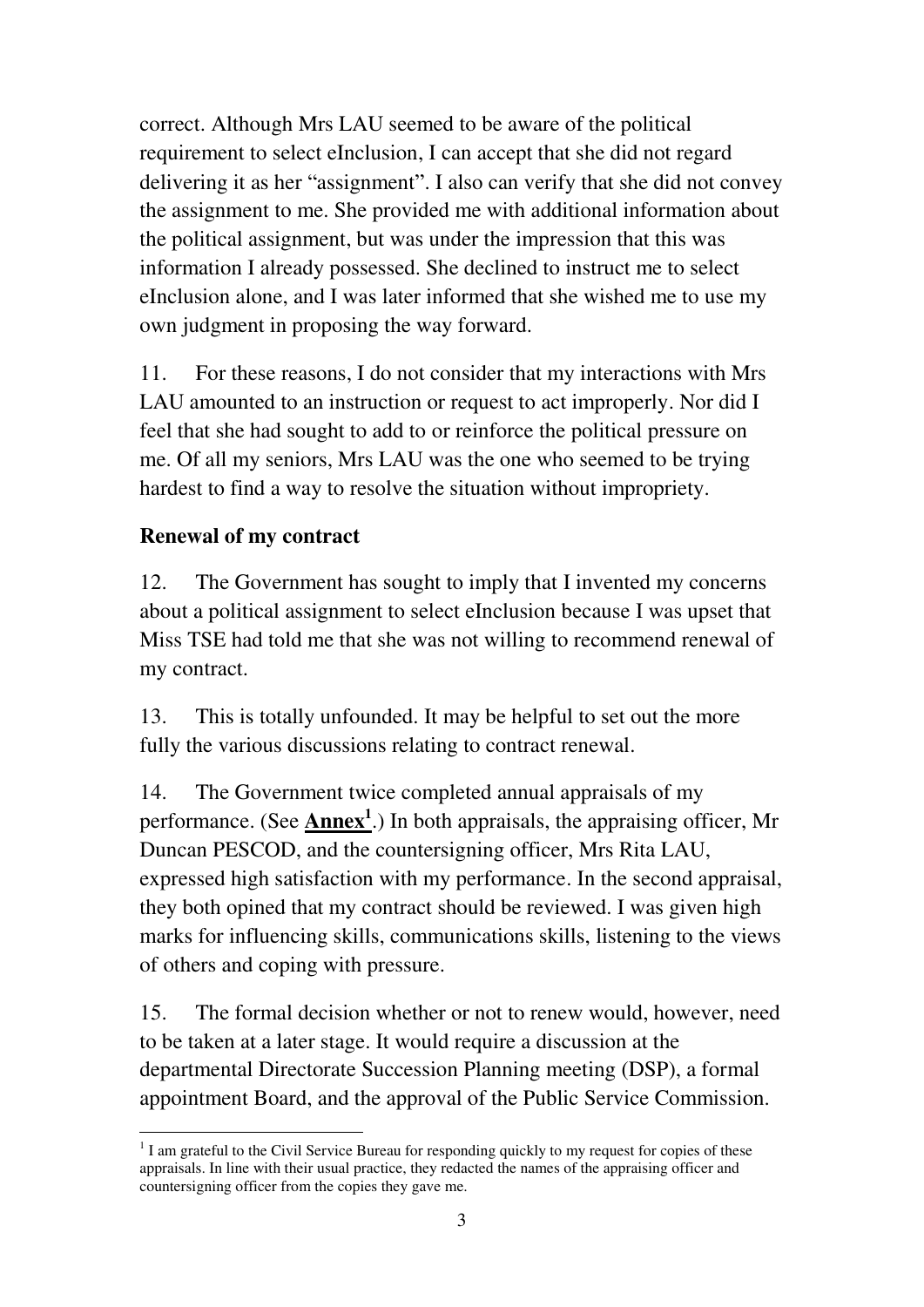correct. Although Mrs LAU seemed to be aware of the political requirement to select eInclusion, I can accept that she did not regard delivering it as her "assignment". I also can verify that she did not convey the assignment to me. She provided me with additional information about the political assignment, but was under the impression that this was information I already possessed. She declined to instruct me to select eInclusion alone, and I was later informed that she wished me to use my own judgment in proposing the way forward.

11. For these reasons, I do not consider that my interactions with Mrs LAU amounted to an instruction or request to act improperly. Nor did I feel that she had sought to add to or reinforce the political pressure on me. Of all my seniors, Mrs LAU was the one who seemed to be trying hardest to find a way to resolve the situation without impropriety.

**Renewal of my contract**

12. The Government has sought to imply that I invented my concerns about a political assignment to select eInclusion because I was upset that Miss TSE had told me that she was not willing to recommend renewal of my contract.

13. This is totally unfounded. It may be helpful to set out the more fully the various discussions relating to contract renewal.

14. The Government twice completed annual appraisals of my performance. (See **Annex**[1].) In both appraisals, the appraising officer, Mr Duncan PESCOD, and the countersigning officer, Mrs Rita LAU, expressed high satisfaction with my performance. In the second appraisal, they both opined that my contract should be reviewed. I was given high marks for influencing skills, communications skills, listening to the views of others and coping with pressure.

15. The formal decision whether or not to renew would, however, need to be taken at a later stage. It would require a discussion at the departmental Directorate Succession Planning meeting (DSP), a formal appointment Board, and the approval of the Public Service Commission.

[1] I am grateful to the Civil Service Bureau for responding quickly to my request for copies of these appraisals. In line with their usual practice, they redacted the names of the appraising officer and countersigning officer from the copies they gave me.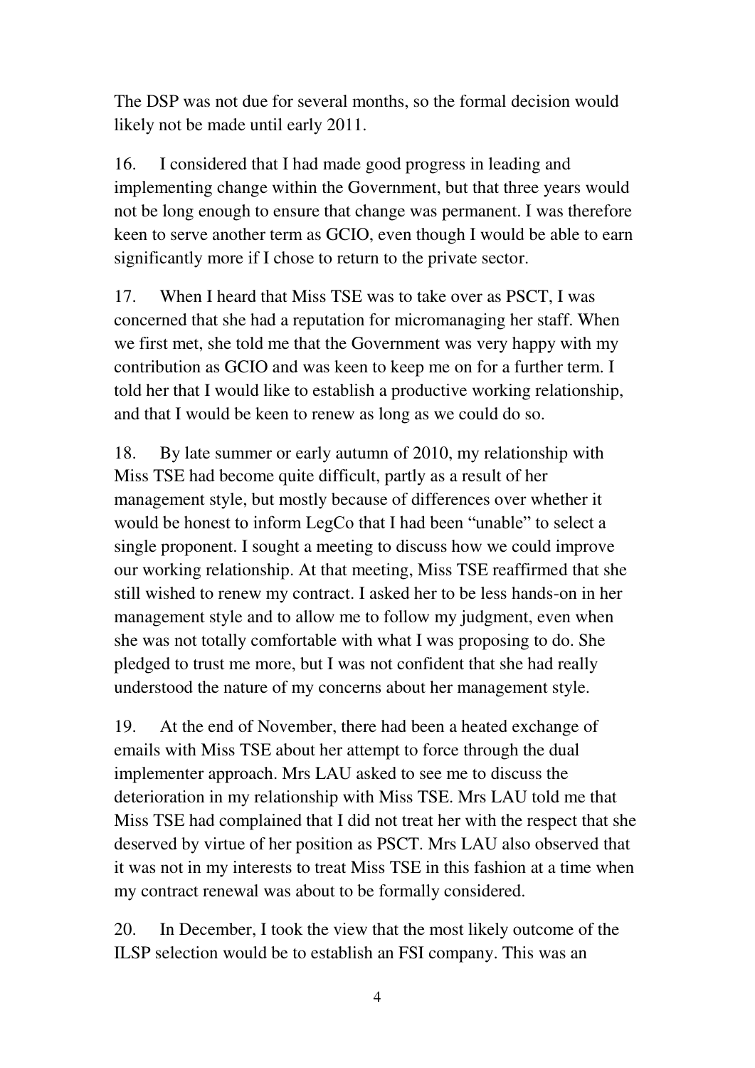The DSP was not due for several months, so the formal decision would likely not be made until early 2011.

16. I considered that I had made good progress in leading and implementing change within the Government, but that three years would not be long enough to ensure that change was permanent. I was therefore keen to serve another term as GCIO, even though I would be able to earn significantly more if I chose to return to the private sector.

17. When I heard that Miss TSE was to take over as PSCT, I was concerned that she had a reputation for micromanaging her staff. When we first met, she told me that the Government was very happy with my contribution as GCIO and was keen to keep me on for a further term. I told her that I would like to establish a productive working relationship, and that I would be keen to renew as long as we could do so.

18. By late summer or early autumn of 2010, my relationship with Miss TSE had become quite difficult, partly as a result of her management style, but mostly because of differences over whether it would be honest to inform LegCo that I had been "unable" to select a single proponent. I sought a meeting to discuss how we could improve our working relationship. At that meeting, Miss TSE reaffirmed that she still wished to renew my contract. I asked her to be less hands-on in her management style and to allow me to follow my judgment, even when she was not totally comfortable with what I was proposing to do. She pledged to trust me more, but I was not confident that she had really understood the nature of my concerns about her management style.

19. At the end of November, there had been a heated exchange of emails with Miss TSE about her attempt to force through the dual implementer approach. Mrs LAU asked to see me to discuss the deterioration in my relationship with Miss TSE. Mrs LAU told me that Miss TSE had complained that I did not treat her with the respect that she deserved by virtue of her position as PSCT. Mrs LAU also observed that it was not in my interests to treat Miss TSE in this fashion at a time when my contract renewal was about to be formally considered.

20. In December, I took the view that the most likely outcome of the ILSP selection would be to establish an FSI company. This was an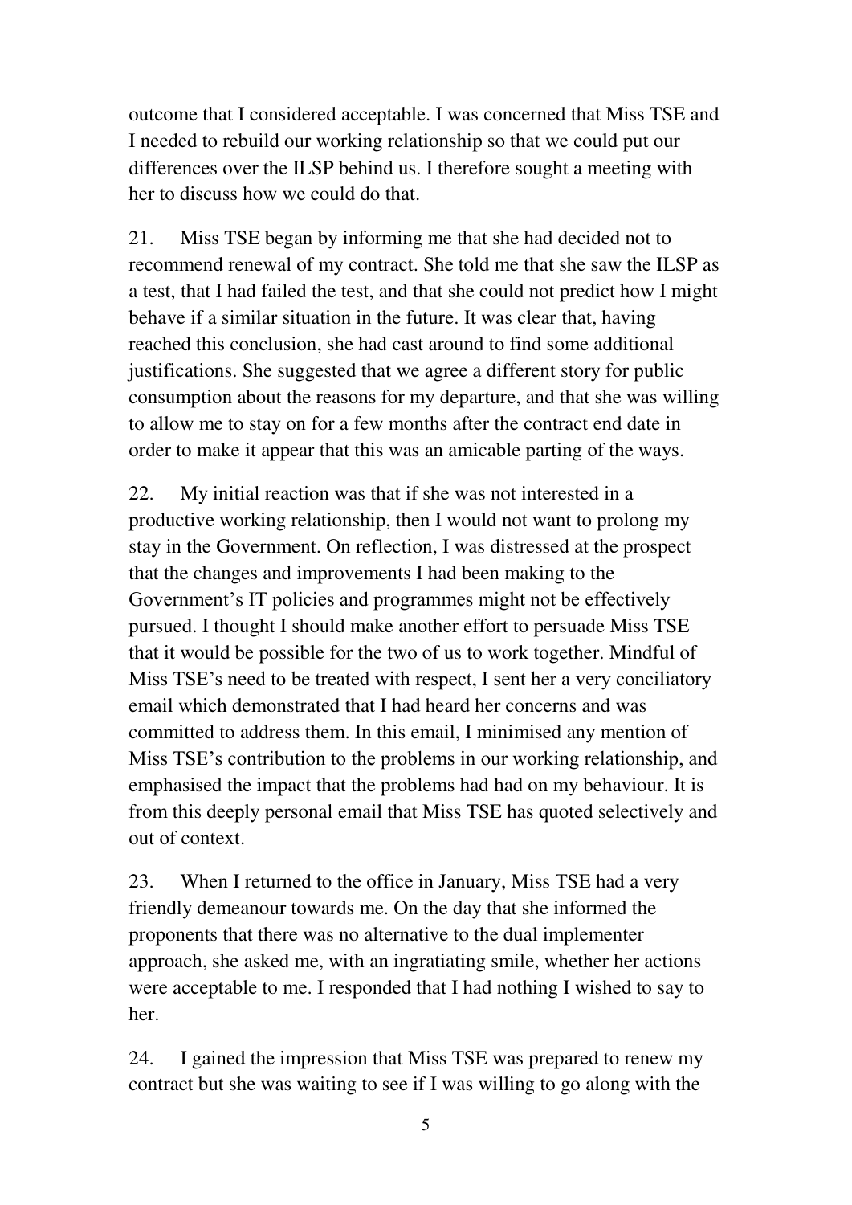outcome that I considered acceptable. I was concerned that Miss TSE and I needed to rebuild our working relationship so that we could put our differences over the ILSP behind us. I therefore sought a meeting with her to discuss how we could do that.

21. Miss TSE began by informing me that she had decided not to recommend renewal of my contract. She told me that she saw the ILSP as a test, that I had failed the test, and that she could not predict how I might behave if a similar situation in the future. It was clear that, having reached this conclusion, she had cast around to find some additional justifications. She suggested that we agree a different story for public consumption about the reasons for my departure, and that she was willing to allow me to stay on for a few months after the contract end date in order to make it appear that this was an amicable parting of the ways.

22. My initial reaction was that if she was not interested in a productive working relationship, then I would not want to prolong my stay in the Government. On reflection, I was distressed at the prospect that the changes and improvements I had been making to the Government's IT policies and programmes might not be effectively pursued. I thought I should make another effort to persuade Miss TSE that it would be possible for the two of us to work together. Mindful of Miss TSE's need to be treated with respect, I sent her a very conciliatory email which demonstrated that I had heard her concerns and was committed to address them. In this email, I minimised any mention of Miss TSE's contribution to the problems in our working relationship, and emphasised the impact that the problems had had on my behaviour. It is from this deeply personal email that Miss TSE has quoted selectively and out of context.

23. When I returned to the office in January, Miss TSE had a very friendly demeanour towards me. On the day that she informed the proponents that there was no alternative to the dual implementer approach, she asked me, with an ingratiating smile, whether her actions were acceptable to me. I responded that I had nothing I wished to say to her.

24. I gained the impression that Miss TSE was prepared to renew my contract but she was waiting to see if I was willing to go along with the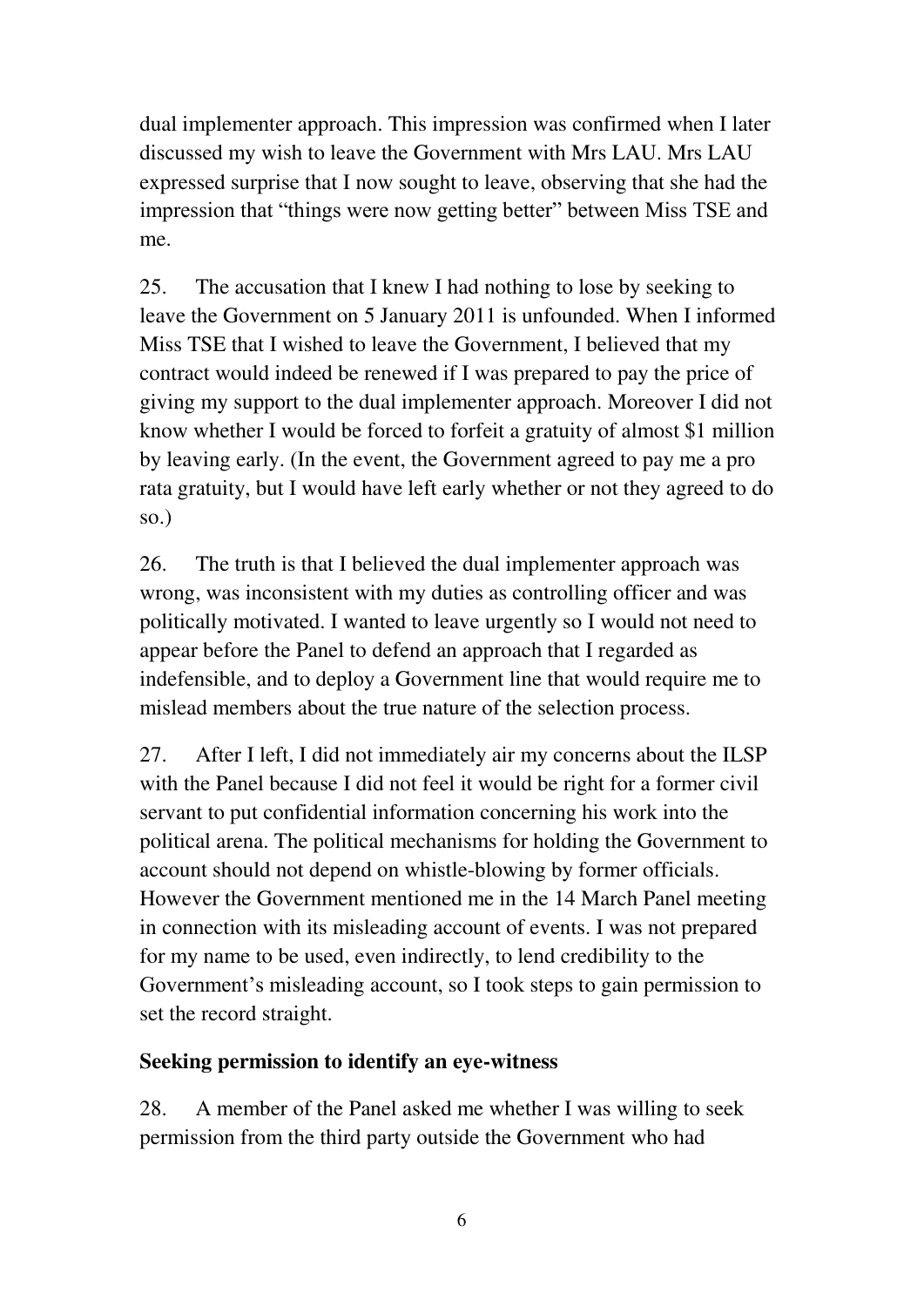dual implementer approach. This impression was confirmed when I later discussed my wish to leave the Government with Mrs LAU. Mrs LAU expressed surprise that I now sought to leave, observing that she had the impression that "things were now getting better" between Miss TSE and me.

25. The accusation that I knew I had nothing to lose by seeking to leave the Government on 5 January 2011 is unfounded. When I informed Miss TSE that I wished to leave the Government, I believed that my contract would indeed be renewed if I was prepared to pay the price of giving my support to the dual implementer approach. Moreover I did not know whether I would be forced to forfeit a gratuity of almost $1 million by leaving early. (In the event, the Government agreed to pay me a pro rata gratuity, but I would have left early whether or not they agreed to do so.)

26. The truth is that I believed the dual implementer approach was wrong, was inconsistent with my duties as controlling officer and was politically motivated. I wanted to leave urgently so I would not need to appear before the Panel to defend an approach that I regarded as indefensible, and to deploy a Government line that would require me to mislead members about the true nature of the selection process.

27. After I left, I did not immediately air my concerns about the ILSP with the Panel because I did not feel it would be right for a former civil servant to put confidential information concerning his work into the political arena. The political mechanisms for holding the Government to account should not depend on whistle-blowing by former officials. However the Government mentioned me in the 14 March Panel meeting in connection with its misleading account of events. I was not prepared for my name to be used, even indirectly, to lend credibility to the Government's misleading account, so I took steps to gain permission to set the record straight.

**Seeking permission to identify an eye-witness**

28. A member of the Panel asked me whether I was willing to seek permission from the third party outside the Government who had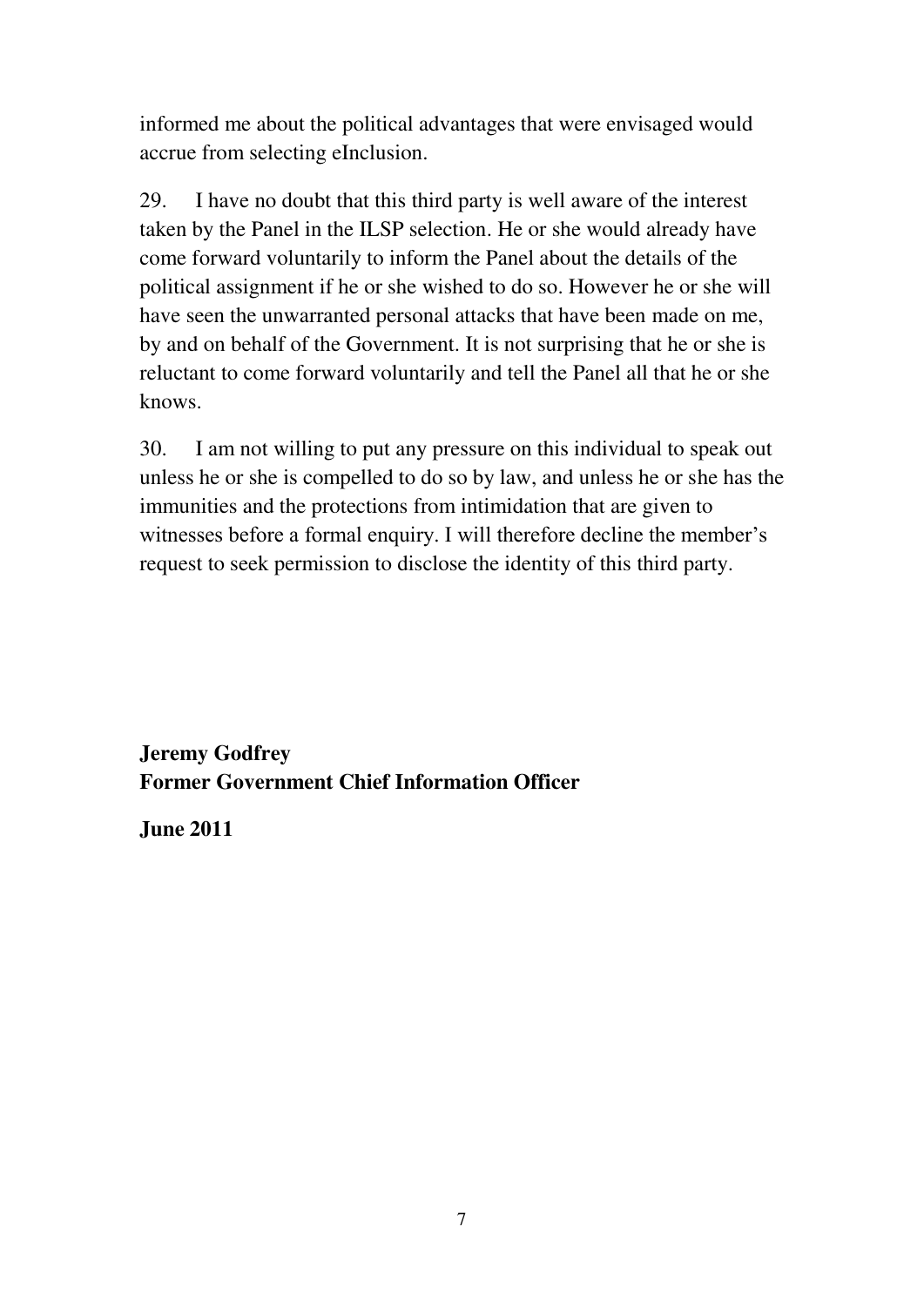informed me about the political advantages that were envisaged would accrue from selecting eInclusion.

29. I have no doubt that this third party is well aware of the interest taken by the Panel in the ILSP selection. He or she would already have come forward voluntarily to inform the Panel about the details of the political assignment if he or she wished to do so. However he or she will have seen the unwarranted personal attacks that have been made on me, by and on behalf of the Government. It is not surprising that he or she is reluctant to come forward voluntarily and tell the Panel all that he or she knows.

30. I am not willing to put any pressure on this individual to speak out unless he or she is compelled to do so by law, and unless he or she has the immunities and the protections from intimidation that are given to witnesses before a formal enquiry. I will therefore decline the member's request to seek permission to disclose the identity of this third party.

**Jeremy Godfrey**
**Former Government Chief Information Officer**

**June 2011**